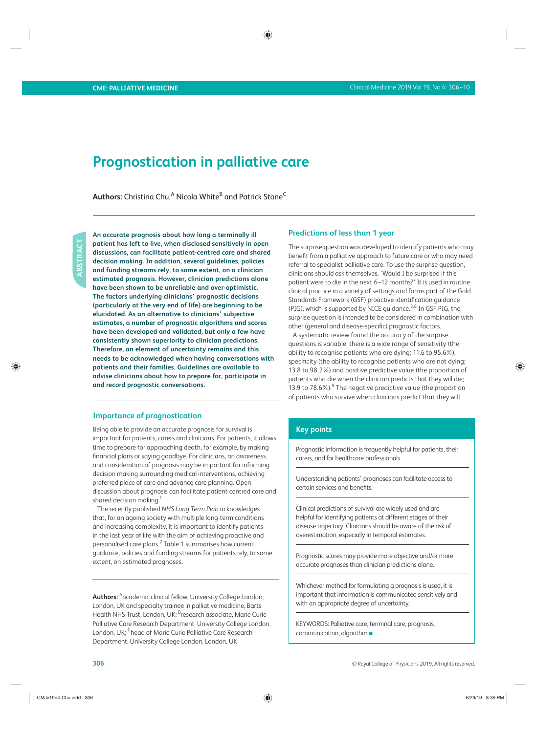# Prognostication in palliative care

**Authors:** Christina Chu,[A] Nicola White[B] and Patrick Stone[C]

## ABSTRACT

**An accurate prognosis about how long a terminally ill patient has left to live, when disclosed sensitively in open discussions, can facilitate patient-centred care and shared decision making. In addition, several guidelines, policies and funding streams rely, to some extent, on a clinician estimated prognosis. However, clinician predictions alone have been shown to be unreliable and over-optimistic. The factors underlying clinicians' prognostic decisions (particularly at the very end of life) are beginning to be elucidated. As an alternative to clinicians' subjective estimates, a number of prognostic algorithms and scores have been developed and validated, but only a few have consistently shown superiority to clinician predictions. Therefore, an element of uncertainty remains and this needs to be acknowledged when having conversations with patients and their families. Guidelines are available to advise clinicians about how to prepare for, participate in and record prognostic conversations.**

## Importance of prognostication

Being able to provide an accurate prognosis for survival is important for patients, carers and clinicians. For patients, it allows time to prepare for approaching death, for example, by making financial plans or saying goodbye. For clinicians, an awareness and consideration of prognosis may be important for informing decision making surrounding medical interventions, achieving preferred place of care and advance care planning. Open discussion about prognosis can facilitate patient-centred care and shared decision making.[1]

The recently published *NHS Long Term Plan* acknowledges that, for an ageing society with multiple long-term conditions and increasing complexity, it is important to identify patients in the last year of life with the aim of achieving proactive and personalised care plans.[2] Table 1 summarises how current guidance, policies and funding streams for patients rely, to some extent, on estimated prognoses.

**Authors:** [A]academic clinical fellow, University College London, London, UK and specialty trainee in palliative medicine, Barts Health NHS Trust, London, UK; [B]research associate, Marie Curie Palliative Care Research Department, University College London, London, UK; [C]head of Marie Curie Palliative Care Research Department, University College London, London, UK

## Predictions of less than 1 year

The surprise question was developed to identify patients who may benefit from a palliative approach to future care or who may need referral to specialist palliative care. To use the surprise question, clinicians should ask themselves, 'Would I be surprised if this patient were to die in the next 6–12 months?' It is used in routine clinical practice in a variety of settings and forms part of the Gold Standards Framework (GSF) proactive identification guidance (PIG), which is supported by NICE guidance.[3,8] In GSF PIG, the surprise question is intended to be considered in combination with other (general and disease-specific) prognostic factors.

A systematic review found the accuracy of the surprise questions is variable; there is a wide range of sensitivity (the ability to recognise patients who are dying; 11.6 to 95.6%), specificity (the ability to recognise patients who are not dying; 13.8 to 98.2%) and positive predictive value (the proportion of patients who die when the clinician predicts that they will die; 13.9 to 78.6%).[9] The negative predictive value (the proportion of patients who survive when clinicians predict that they will

### Key points

Prognostic information is frequently helpful for patients, their carers, and for healthcare professionals.

Understanding patients' prognoses can facilitate access to certain services and benefits.

Clinical predictions of survival are widely used and are helpful for identifying patients at different stages of their disease trajectory. Clinicians should be aware of the risk of overestimation, especially in temporal estimates.

Prognostic scores may provide more objective and/or more accurate prognoses than clinician predictions alone.

Whichever method for formulating a prognosis is used, it is important that information is communicated sensitively and with an appropriate degree of uncertainty.

KEYWORDS: Palliative care, terminal care, prognosis, communication, algorithm ■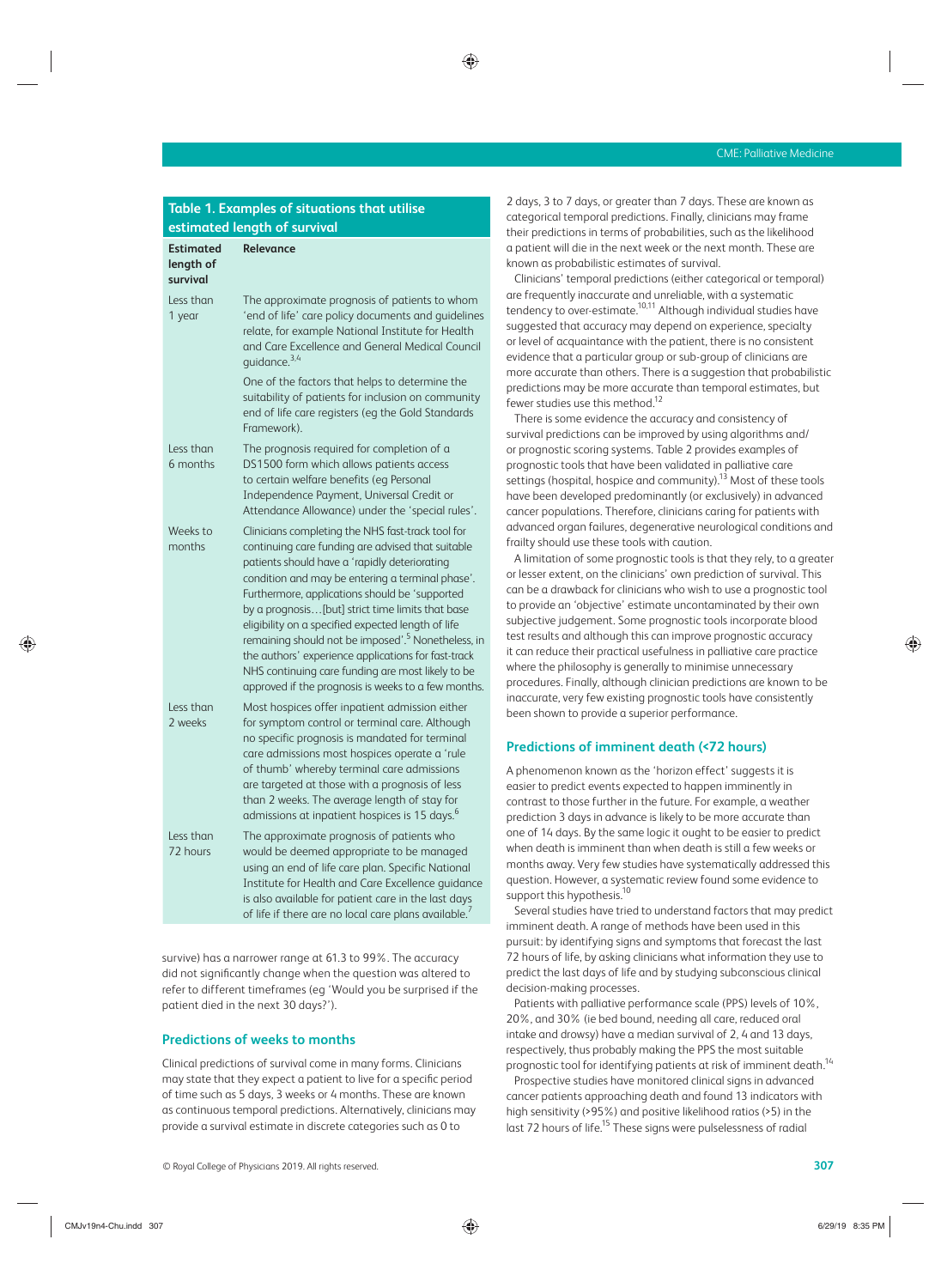**Table 1. Examples of situations that utilise estimated length of survival**

| Estimated length of survival | Relevance |
|---|---|
| Less than 1 year | The approximate prognosis of patients to whom 'end of life' care policy documents and guidelines relate, for example National Institute for Health and Care Excellence and General Medical Council guidance.[3,4] One of the factors that helps to determine the suitability of patients for inclusion on community end of life care registers (eg the Gold Standards Framework). |
| Less than 6 months | The prognosis required for completion of a DS1500 form which allows patients access to certain welfare benefits (eg Personal Independence Payment, Universal Credit or Attendance Allowance) under the 'special rules'. |
| Weeks to months | Clinicians completing the NHS fast-track tool for continuing care funding are advised that suitable patients should have a 'rapidly deteriorating condition and may be entering a terminal phase'. Furthermore, applications should be 'supported by a prognosis…[but] strict time limits that base eligibility on a specified expected length of life remaining should not be imposed'.[5] Nonetheless, in the authors' experience applications for fast-track NHS continuing care funding are most likely to be approved if the prognosis is weeks to a few months. |
| Less than 2 weeks | Most hospices offer inpatient admission either for symptom control or terminal care. Although no specific prognosis is mandated for terminal care admissions most hospices operate a 'rule of thumb' whereby terminal care admissions are targeted at those with a prognosis of less than 2 weeks. The average length of stay for admissions at inpatient hospices is 15 days.[6] |
| Less than 72 hours | The approximate prognosis of patients who would be deemed appropriate to be managed using an end of life care plan. Specific National Institute for Health and Care Excellence guidance is also available for patient care in the last days of life if there are no local care plans available.[7] |

survive) has a narrower range at 61.3 to 99%. The accuracy did not significantly change when the question was altered to refer to different timeframes (eg 'Would you be surprised if the patient died in the next 30 days?').

## Predictions of weeks to months

Clinical predictions of survival come in many forms. Clinicians may state that they expect a patient to live for a specific period of time such as 5 days, 3 weeks or 4 months. These are known as continuous temporal predictions. Alternatively, clinicians may provide a survival estimate in discrete categories such as 0 to 2 days, 3 to 7 days, or greater than 7 days. These are known as categorical temporal predictions. Finally, clinicians may frame their predictions in terms of probabilities, such as the likelihood a patient will die in the next week or the next month. These are known as probabilistic estimates of survival.

Clinicians' temporal predictions (either categorical or temporal) are frequently inaccurate and unreliable, with a systematic tendency to over-estimate.[10,11] Although individual studies have suggested that accuracy may depend on experience, specialty or level of acquaintance with the patient, there is no consistent evidence that a particular group or sub-group of clinicians are more accurate than others. There is a suggestion that probabilistic predictions may be more accurate than temporal estimates, but fewer studies use this method.[12]

There is some evidence the accuracy and consistency of survival predictions can be improved by using algorithms and/or prognostic scoring systems. Table 2 provides examples of prognostic tools that have been validated in palliative care settings (hospital, hospice and community).[13] Most of these tools have been developed predominantly (or exclusively) in advanced cancer populations. Therefore, clinicians caring for patients with advanced organ failures, degenerative neurological conditions and frailty should use these tools with caution.

A limitation of some prognostic tools is that they rely, to a greater or lesser extent, on the clinicians' own prediction of survival. This can be a drawback for clinicians who wish to use a prognostic tool to provide an 'objective' estimate uncontaminated by their own subjective judgement. Some prognostic tools incorporate blood test results and although this can improve prognostic accuracy it can reduce their practical usefulness in palliative care practice where the philosophy is generally to minimise unnecessary procedures. Finally, although clinician predictions are known to be inaccurate, very few existing prognostic tools have consistently been shown to provide a superior performance.

## Predictions of imminent death (<72 hours)

A phenomenon known as the 'horizon effect' suggests it is easier to predict events expected to happen imminently in contrast to those further in the future. For example, a weather prediction 3 days in advance is likely to be more accurate than one of 14 days. By the same logic it ought to be easier to predict when death is imminent than when death is still a few weeks or months away. Very few studies have systematically addressed this question. However, a systematic review found some evidence to support this hypothesis.[10]

Several studies have tried to understand factors that may predict imminent death. A range of methods have been used in this pursuit: by identifying signs and symptoms that forecast the last 72 hours of life, by asking clinicians what information they use to predict the last days of life and by studying subconscious clinical decision-making processes.

Patients with palliative performance scale (PPS) levels of 10%, 20%, and 30% (ie bed bound, needing all care, reduced oral intake and drowsy) have a median survival of 2, 4 and 13 days, respectively, thus probably making the PPS the most suitable prognostic tool for identifying patients at risk of imminent death.[14]

Prospective studies have monitored clinical signs in advanced cancer patients approaching death and found 13 indicators with high sensitivity (>95%) and positive likelihood ratios (>5) in the last 72 hours of life.[15] These signs were pulselessness of radial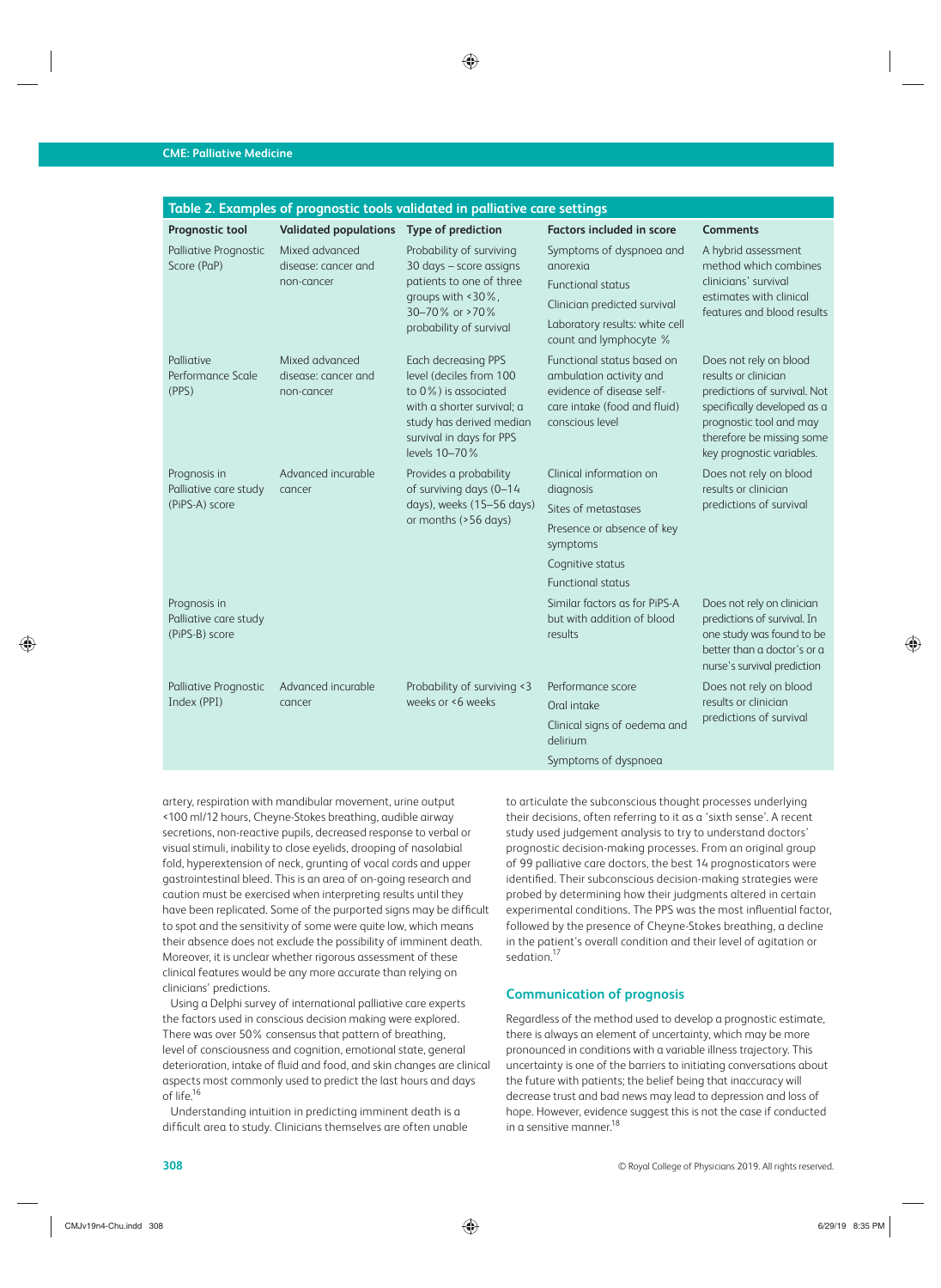**Table 2. Examples of prognostic tools validated in palliative care settings**

| Prognostic tool | Validated populations | Type of prediction | Factors included in score | Comments |
|---|---|---|---|---|
| Palliative Prognostic Score (PaP) | Mixed advanced disease: cancer and non-cancer | Probability of surviving 30 days – score assigns patients to one of three groups with <30%, 30–70% or >70% probability of survival | Symptoms of dyspnoea and anorexia<br>Functional status<br>Clinician predicted survival<br>Laboratory results: white cell count and lymphocyte % | A hybrid assessment method which combines clinicians' survival estimates with clinical features and blood results |
| Palliative Performance Scale (PPS) | Mixed advanced disease: cancer and non-cancer | Each decreasing PPS level (deciles from 100 to 0%) is associated with a shorter survival; a study has derived median survival in days for PPS levels 10–70% | Functional status based on ambulation activity and evidence of disease self-care intake (food and fluid) conscious level | Does not rely on blood results or clinician predictions of survival. Not specifically developed as a prognostic tool and may therefore be missing some key prognostic variables. |
| Prognosis in Palliative care study (PiPS-A) score | Advanced incurable cancer | Provides a probability of surviving days (0–14 days), weeks (15–56 days) or months (>56 days) | Clinical information on diagnosis<br>Sites of metastases<br>Presence or absence of key symptoms<br>Cognitive status<br>Functional status | Does not rely on blood results or clinician predictions of survival |
| Prognosis in Palliative care study (PiPS-B) score | | | Similar factors as for PiPS-A but with addition of blood results | Does not rely on clinician predictions of survival. In one study was found to be better than a doctor's or a nurse's survival prediction |
| Palliative Prognostic Index (PPI) | Advanced incurable cancer | Probability of surviving <3 weeks or <6 weeks | Performance score<br>Oral intake<br>Clinical signs of oedema and delirium<br>Symptoms of dyspnoea | Does not rely on blood results or clinician predictions of survival |

artery, respiration with mandibular movement, urine output <100 ml/12 hours, Cheyne-Stokes breathing, audible airway secretions, non-reactive pupils, decreased response to verbal or visual stimuli, inability to close eyelids, drooping of nasolabial fold, hyperextension of neck, grunting of vocal cords and upper gastrointestinal bleed. This is an area of on-going research and caution must be exercised when interpreting results until they have been replicated. Some of the purported signs may be difficult to spot and the sensitivity of some were quite low, which means their absence does not exclude the possibility of imminent death. Moreover, it is unclear whether rigorous assessment of these clinical features would be any more accurate than relying on clinicians' predictions.

Using a Delphi survey of international palliative care experts the factors used in conscious decision making were explored. There was over 50% consensus that pattern of breathing, level of consciousness and cognition, emotional state, general deterioration, intake of fluid and food, and skin changes are clinical aspects most commonly used to predict the last hours and days of life.[16]

Understanding intuition in predicting imminent death is a difficult area to study. Clinicians themselves are often unable to articulate the subconscious thought processes underlying their decisions, often referring to it as a 'sixth sense'. A recent study used judgement analysis to try to understand doctors' prognostic decision-making processes. From an original group of 99 palliative care doctors, the best 14 prognosticators were identified. Their subconscious decision-making strategies were probed by determining how their judgments altered in certain experimental conditions. The PPS was the most influential factor, followed by the presence of Cheyne-Stokes breathing, a decline in the patient's overall condition and their level of agitation or sedation.[17]

## Communication of prognosis

Regardless of the method used to develop a prognostic estimate, there is always an element of uncertainty, which may be more pronounced in conditions with a variable illness trajectory. This uncertainty is one of the barriers to initiating conversations about the future with patients; the belief being that inaccuracy will decrease trust and bad news may lead to depression and loss of hope. However, evidence suggest this is not the case if conducted in a sensitive manner.[18]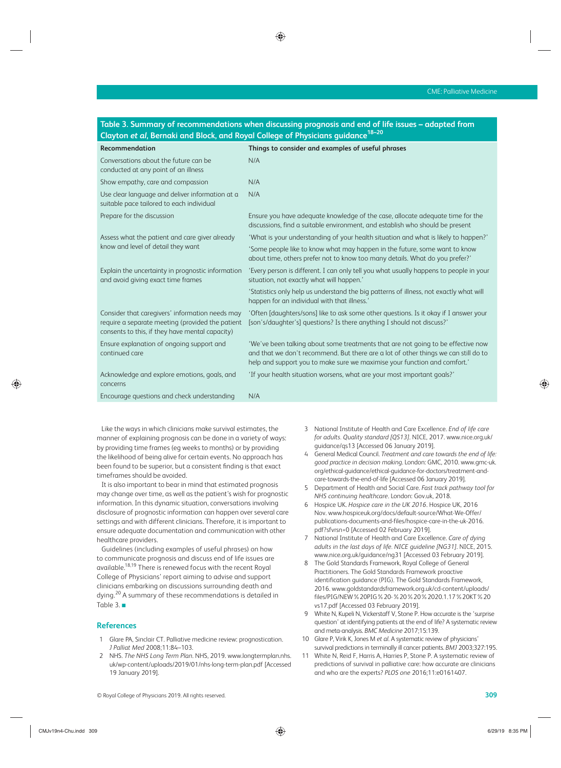**Table 3. Summary of recommendations when discussing prognosis and end of life issues – adapted from Clayton *et al*, Bernaki and Block, and Royal College of Physicians guidance[18–20]**

| Recommendation | Things to consider and examples of useful phrases |
|---|---|
| Conversations about the future can be conducted at any point of an illness | N/A |
| Show empathy, care and compassion | N/A |
| Use clear language and deliver information at a suitable pace tailored to each individual | N/A |
| Prepare for the discussion | Ensure you have adequate knowledge of the case, allocate adequate time for the discussions, find a suitable environment, and establish who should be present |
| Assess what the patient and care giver already know and level of detail they want | 'What is your understanding of your health situation and what is likely to happen?' 'Some people like to know what may happen in the future, some want to know about time, others prefer not to know too many details. What do you prefer?' |
| Explain the uncertainty in prognostic information and avoid giving exact time frames | 'Every person is different. I can only tell you what usually happens to people in your situation, not exactly what will happen.' 'Statistics only help us understand the big patterns of illness, not exactly what will happen for an individual with that illness.' |
| Consider that caregivers' information needs may require a separate meeting (provided the patient consents to this, if they have mental capacity) | 'Often [daughters/sons] like to ask some other questions. Is it okay if I answer your [son's/daughter's] questions? Is there anything I should not discuss?' |
| Ensure explanation of ongoing support and continued care | 'We've been talking about some treatments that are not going to be effective now and that we don't recommend. But there are a lot of other things we can still do to help and support you to make sure we maximise your function and comfort.' |
| Acknowledge and explore emotions, goals, and concerns | 'If your health situation worsens, what are your most important goals?' |
| Encourage questions and check understanding | N/A |

Like the ways in which clinicians make survival estimates, the manner of explaining prognosis can be done in a variety of ways: by providing time frames (eg weeks to months) or by providing the likelihood of being alive for certain events. No approach has been found to be superior, but a consistent finding is that exact timeframes should be avoided.

It is also important to bear in mind that estimated prognosis may change over time, as well as the patient's wish for prognostic information. In this dynamic situation, conversations involving disclosure of prognostic information can happen over several care settings and with different clinicians. Therefore, it is important to ensure adequate documentation and communication with other healthcare providers.

Guidelines (including examples of useful phrases) on how to communicate prognosis and discuss end of life issues are available.[18,19] There is renewed focus with the recent Royal College of Physicians' report aiming to advise and support clinicians embarking on discussions surrounding death and dying.[20] A summary of these recommendations is detailed in Table 3. ■

## References

1. Glare PA, Sinclair CT. Palliative medicine review: prognostication. *J Palliat Med* 2008;11:84–103.
2. NHS. *The NHS Long Term Plan*. NHS, 2019. www.longtermplan.nhs.uk/wp-content/uploads/2019/01/nhs-long-term-plan.pdf [Accessed 19 January 2019].
3. National Institute of Health and Care Excellence. *End of life care for adults. Quality standard [QS13]*. NICE, 2017. www.nice.org.uk/guidance/qs13 [Accessed 06 January 2019].
4. General Medical Council. *Treatment and care towards the end of life: good practice in decision making*. London: GMC, 2010. www.gmc-uk.org/ethical-guidance/ethical-guidance-for-doctors/treatment-and-care-towards-the-end-of-life [Accessed 06 January 2019].
5. Department of Health and Social Care. *Fast track pathway tool for NHS continuing healthcare*. London: Gov.uk, 2018.
6. Hospice UK. *Hospice care in the UK 2016*. Hospice UK, 2016 Nov. www.hospiceuk.org/docs/default-source/What-We-Offer/publications-documents-and-files/hospice-care-in-the-uk-2016.pdf?sfvrsn=0 [Accessed 02 February 2019].
7. National Institute of Health and Care Excellence. *Care of dying adults in the last days of life. NICE guideline [NG31]*. NICE, 2015. www.nice.org.uk/guidance/ng31 [Accessed 03 February 2019].
8. The Gold Standards Framework, Royal College of General Practitioners. The Gold Standards Framework proactive identification guidance (PIG). The Gold Standards Framework, 2016. www.goldstandardsframework.org.uk/cd-content/uploads/files/PIG/NEW%20PIG%20-%20%20%20%2020.1.17%20KT%20vs17.pdf [Accessed 03 February 2019].
9. White N, Kupeli N, Vickerstaff V, Stone P. How accurate is the 'surprise question' at identifying patients at the end of life? A systematic review and meta-analysis. *BMC Medicine* 2017;15:139.
10. Glare P, Virik K, Jones M *et al*. A systematic review of physicians' survival predictions in terminally ill cancer patients. *BMJ* 2003;327:195.
11. White N, Reid F, Harris A, Harries P, Stone P. A systematic review of predictions of survival in palliative care: how accurate are clinicians and who are the experts? *PLOS one* 2016;11:e0161407.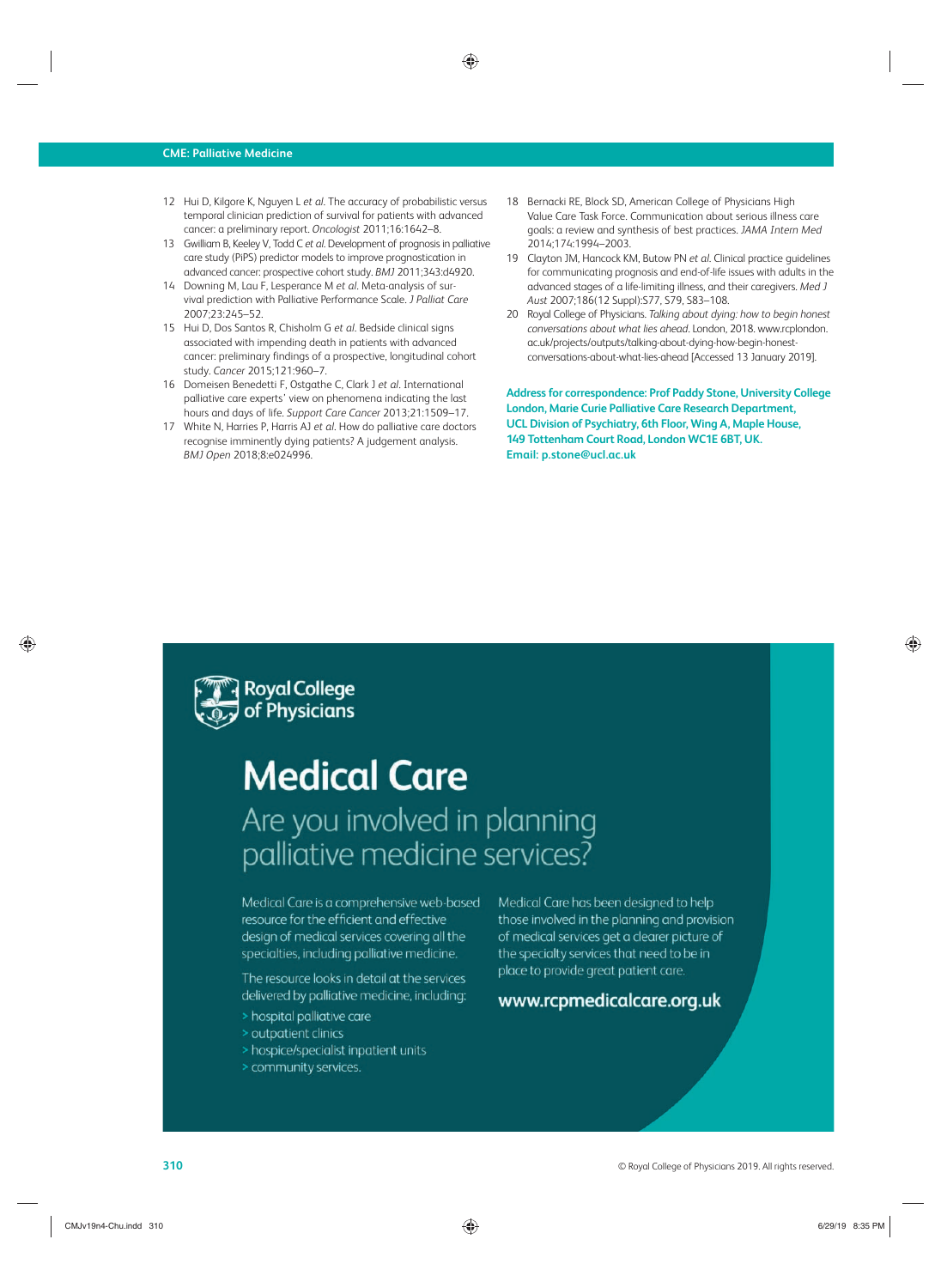12 Hui D, Kilgore K, Nguyen L *et al*. The accuracy of probabilistic versus temporal clinician prediction of survival for patients with advanced cancer: a preliminary report. *Oncologist* 2011;16:1642–8.

13 Gwilliam B, Keeley V, Todd C *et al*. Development of prognosis in palliative care study (PiPS) predictor models to improve prognostication in advanced cancer: prospective cohort study. *BMJ* 2011;343:d4920.

14 Downing M, Lau F, Lesperance M *et al*. Meta-analysis of survival prediction with Palliative Performance Scale. *J Palliat Care* 2007;23:245–52.

15 Hui D, Dos Santos R, Chisholm G *et al*. Bedside clinical signs associated with impending death in patients with advanced cancer: preliminary findings of a prospective, longitudinal cohort study. *Cancer* 2015;121:960–7.

16 Domeisen Benedetti F, Ostgathe C, Clark J *et al*. International palliative care experts' view on phenomena indicating the last hours and days of life. *Support Care Cancer* 2013;21:1509–17.

17 White N, Harries P, Harris AJ *et al*. How do palliative care doctors recognise imminently dying patients? A judgement analysis. *BMJ Open* 2018;8:e024996.

18 Bernacki RE, Block SD, American College of Physicians High Value Care Task Force. Communication about serious illness care goals: a review and synthesis of best practices. *JAMA Intern Med* 2014;174:1994–2003.

19 Clayton JM, Hancock KM, Butow PN *et al*. Clinical practice guidelines for communicating prognosis and end-of-life issues with adults in the advanced stages of a life-limiting illness, and their caregivers. *Med J Aust* 2007;186(12 Suppl):S77, S79, S83–108.

20 Royal College of Physicians. *Talking about dying: how to begin honest conversations about what lies ahead*. London, 2018. www.rcplondon.ac.uk/projects/outputs/talking-about-dying-how-begin-honest-conversations-about-what-lies-ahead [Accessed 13 January 2019].

**Address for correspondence: Prof Paddy Stone, University College London, Marie Curie Palliative Care Research Department, UCL Division of Psychiatry, 6th Floor, Wing A, Maple House, 149 Tottenham Court Road, London WC1E 6BT, UK.**
**Email: p.stone@ucl.ac.uk**

Royal College of Physicians

# Medical Care

## Are you involved in planning palliative medicine services?

Medical Care is a comprehensive web-based resource for the efficient and effective design of medical services covering all the specialties, including palliative medicine.

The resource looks in detail at the services delivered by palliative medicine, including:

> hospital palliative care
> outpatient clinics
> hospice/specialist inpatient units
> community services.

Medical Care has been designed to help those involved in the planning and provision of medical services get a clearer picture of the specialty services that need to be in place to provide great patient care.

**www.rcpmedicalcare.org.uk**

© Royal College of Physicians 2019. All rights reserved.